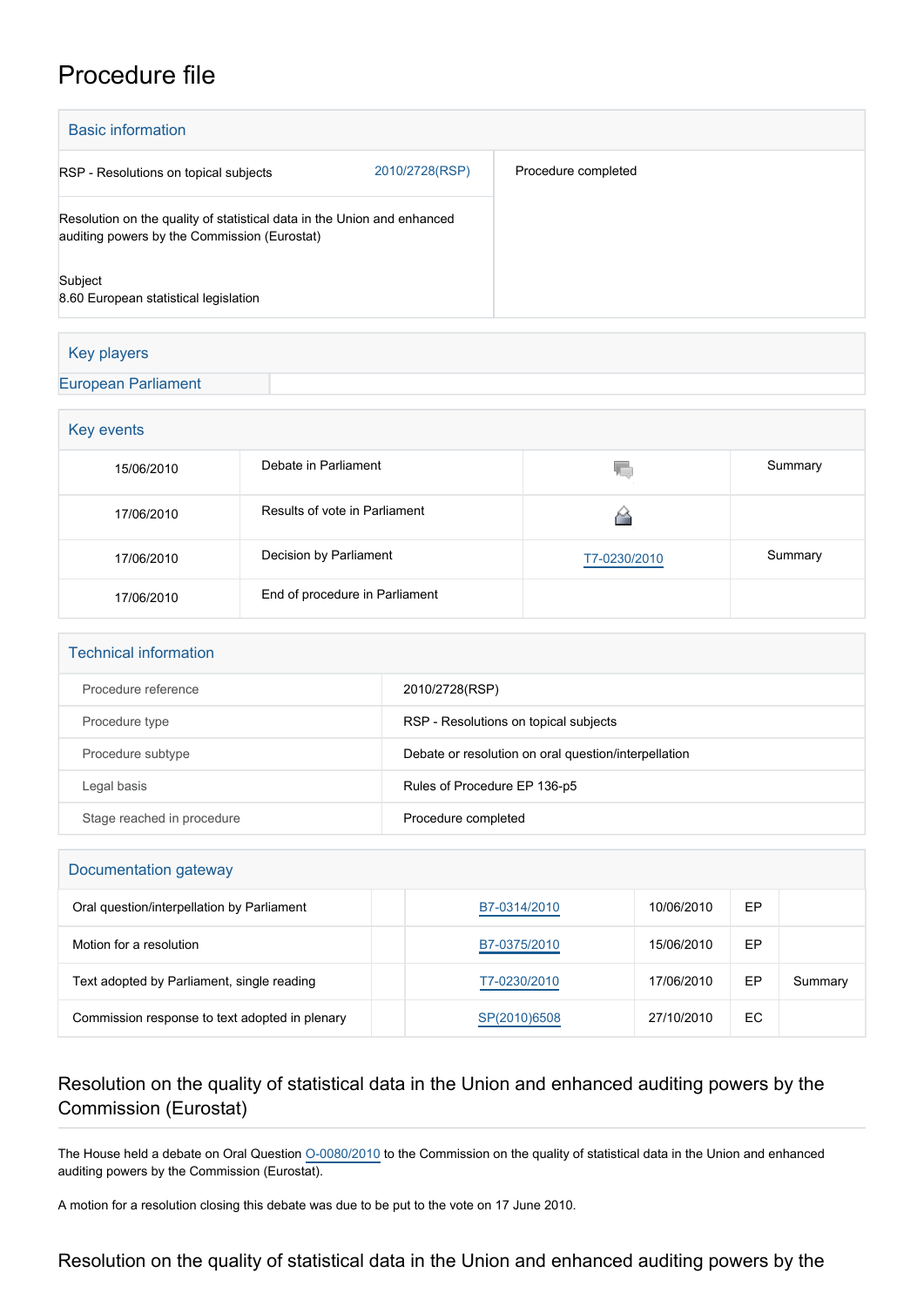# Procedure file

## Basic information

| | | |
|---|---|---|
| RSP - Resolutions on topical subjects | 2010/2728(RSP) | Procedure completed |
| Resolution on the quality of statistical data in the Union and enhanced auditing powers by the Commission (Eurostat)<br><br>Subject<br>8.60 European statistical legislation | | |

## Key players

| | |
|---|---|
| European Parliament | |

## Key events

| | | | |
|---|---|---|---|
| 15/06/2010 | Debate in Parliament | | Summary |
| 17/06/2010 | Results of vote in Parliament | | |
| 17/06/2010 | Decision by Parliament | T7-0230/2010 | Summary |
| 17/06/2010 | End of procedure in Parliament | | |

## Technical information

| | |
|---|---|
| Procedure reference | 2010/2728(RSP) |
| Procedure type | RSP - Resolutions on topical subjects |
| Procedure subtype | Debate or resolution on oral question/interpellation |
| Legal basis | Rules of Procedure EP 136-p5 |
| Stage reached in procedure | Procedure completed |

## Documentation gateway

| | | | | | |
|---|---|---|---|---|---|
| Oral question/interpellation by Parliament | | B7-0314/2010 | 10/06/2010 | EP | |
| Motion for a resolution | | B7-0375/2010 | 15/06/2010 | EP | |
| Text adopted by Parliament, single reading | | T7-0230/2010 | 17/06/2010 | EP | Summary |
| Commission response to text adopted in plenary | | SP(2010)6508 | 27/10/2010 | EC | |

## Resolution on the quality of statistical data in the Union and enhanced auditing powers by the Commission (Eurostat)

The House held a debate on Oral Question O-0080/2010 to the Commission on the quality of statistical data in the Union and enhanced auditing powers by the Commission (Eurostat).

A motion for a resolution closing this debate was due to be put to the vote on 17 June 2010.

## Resolution on the quality of statistical data in the Union and enhanced auditing powers by the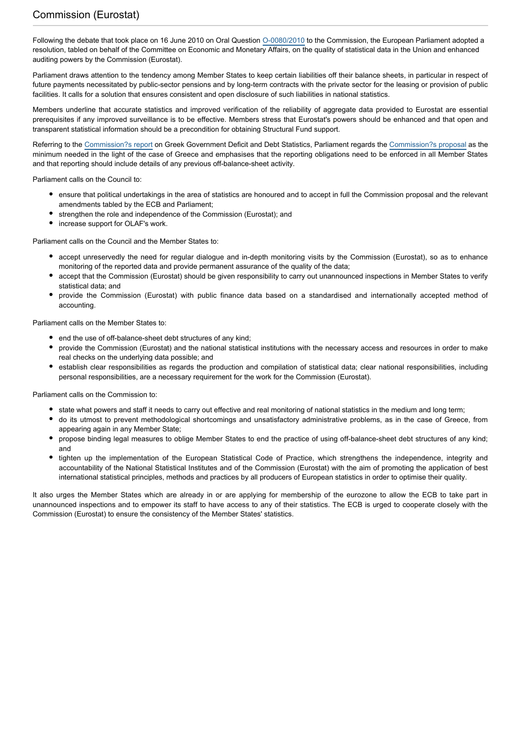## Commission (Eurostat)

Following the debate that took place on 16 June 2010 on Oral Question O-0080/2010 to the Commission, the European Parliament adopted a resolution, tabled on behalf of the Committee on Economic and Monetary Affairs, on the quality of statistical data in the Union and enhanced auditing powers by the Commission (Eurostat).

Parliament draws attention to the tendency among Member States to keep certain liabilities off their balance sheets, in particular in respect of future payments necessitated by public-sector pensions and by long-term contracts with the private sector for the leasing or provision of public facilities. It calls for a solution that ensures consistent and open disclosure of such liabilities in national statistics.

Members underline that accurate statistics and improved verification of the reliability of aggregate data provided to Eurostat are essential prerequisites if any improved surveillance is to be effective. Members stress that Eurostat's powers should be enhanced and that open and transparent statistical information should be a precondition for obtaining Structural Fund support.

Referring to the Commission?s report on Greek Government Deficit and Debt Statistics, Parliament regards the Commission?s proposal as the minimum needed in the light of the case of Greece and emphasises that the reporting obligations need to be enforced in all Member States and that reporting should include details of any previous off-balance-sheet activity.

Parliament calls on the Council to:

- ensure that political undertakings in the area of statistics are honoured and to accept in full the Commission proposal and the relevant amendments tabled by the ECB and Parliament;
- strengthen the role and independence of the Commission (Eurostat); and
- increase support for OLAF's work.

Parliament calls on the Council and the Member States to:

- accept unreservedly the need for regular dialogue and in-depth monitoring visits by the Commission (Eurostat), so as to enhance monitoring of the reported data and provide permanent assurance of the quality of the data;
- accept that the Commission (Eurostat) should be given responsibility to carry out unannounced inspections in Member States to verify statistical data; and
- provide the Commission (Eurostat) with public finance data based on a standardised and internationally accepted method of accounting.

Parliament calls on the Member States to:

- end the use of off-balance-sheet debt structures of any kind;
- provide the Commission (Eurostat) and the national statistical institutions with the necessary access and resources in order to make real checks on the underlying data possible; and
- establish clear responsibilities as regards the production and compilation of statistical data; clear national responsibilities, including personal responsibilities, are a necessary requirement for the work for the Commission (Eurostat).

Parliament calls on the Commission to:

- state what powers and staff it needs to carry out effective and real monitoring of national statistics in the medium and long term;
- do its utmost to prevent methodological shortcomings and unsatisfactory administrative problems, as in the case of Greece, from appearing again in any Member State;
- propose binding legal measures to oblige Member States to end the practice of using off-balance-sheet debt structures of any kind; and
- tighten up the implementation of the European Statistical Code of Practice, which strengthens the independence, integrity and accountability of the National Statistical Institutes and of the Commission (Eurostat) with the aim of promoting the application of best international statistical principles, methods and practices by all producers of European statistics in order to optimise their quality.

It also urges the Member States which are already in or are applying for membership of the eurozone to allow the ECB to take part in unannounced inspections and to empower its staff to have access to any of their statistics. The ECB is urged to cooperate closely with the Commission (Eurostat) to ensure the consistency of the Member States' statistics.